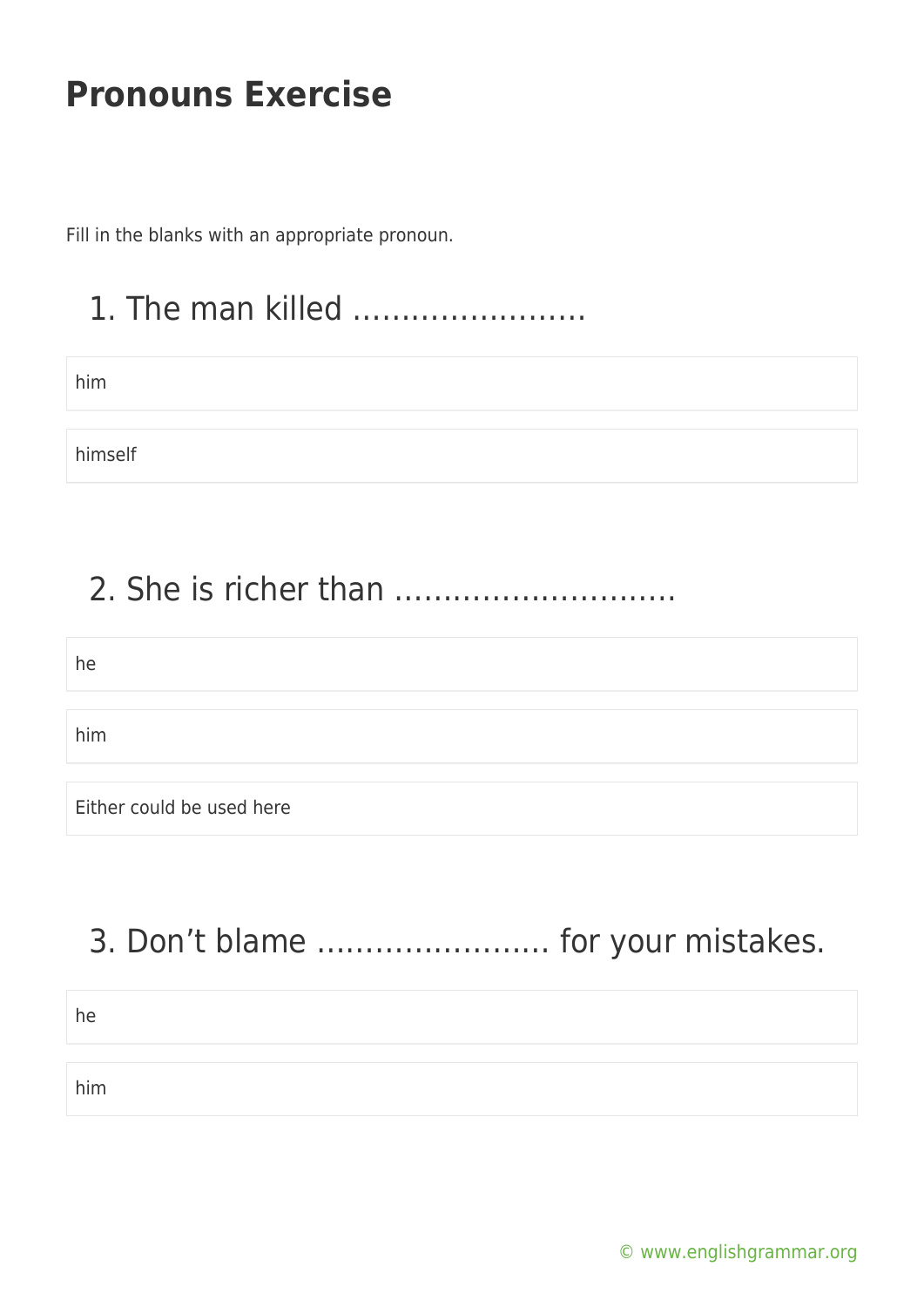# Pronouns Exercise

Fill in the blanks with an appropriate pronoun.

## 1. The man killed ……………………

- him
- himself

## 2. She is richer than ………………………..

- he
- him
- Either could be used here

## 3. Don't blame …………………… for your mistakes.

- he
- him

© www.englishgrammar.org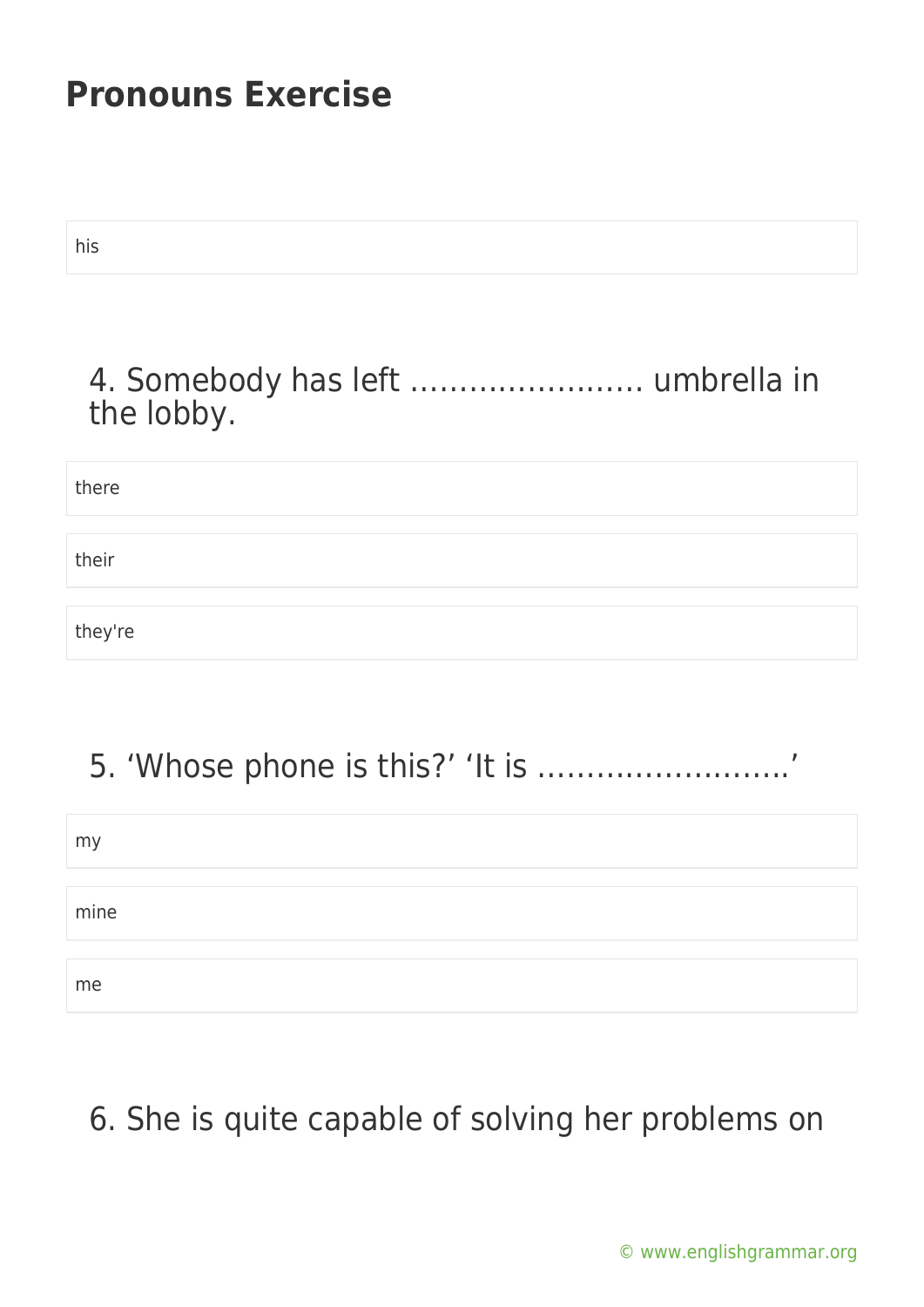his

4. Somebody has left …………………… umbrella in the lobby.

there

their

they're

5. 'Whose phone is this?' 'It is ……………………..'

my

mine

me

6. She is quite capable of solving her problems on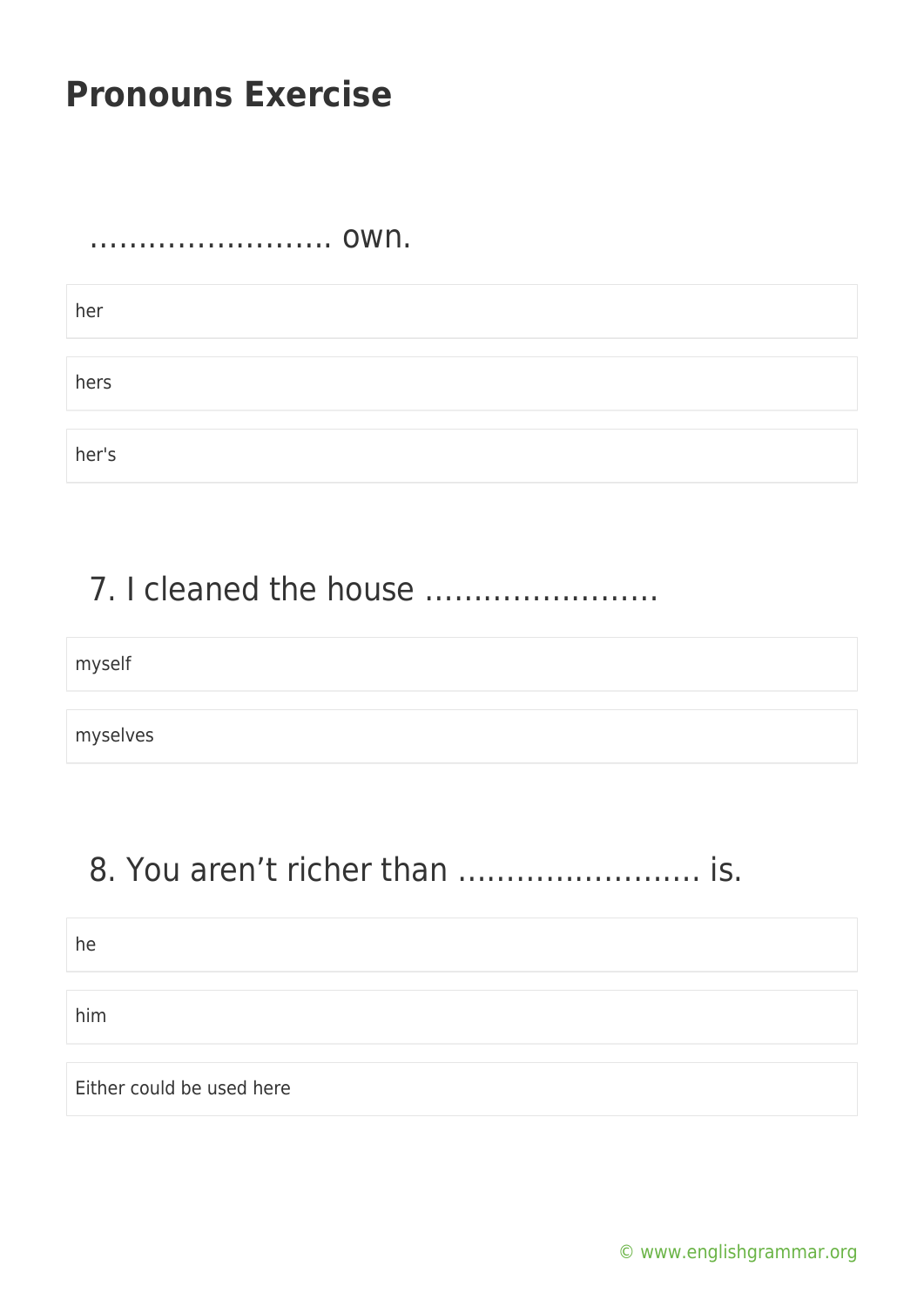## Pronouns Exercise

……………………. own.

- her
- hers
- her's

7. I cleaned the house ……………………

- myself
- myselves

8. You aren’t richer than ……………………. is.

- he
- him
- Either could be used here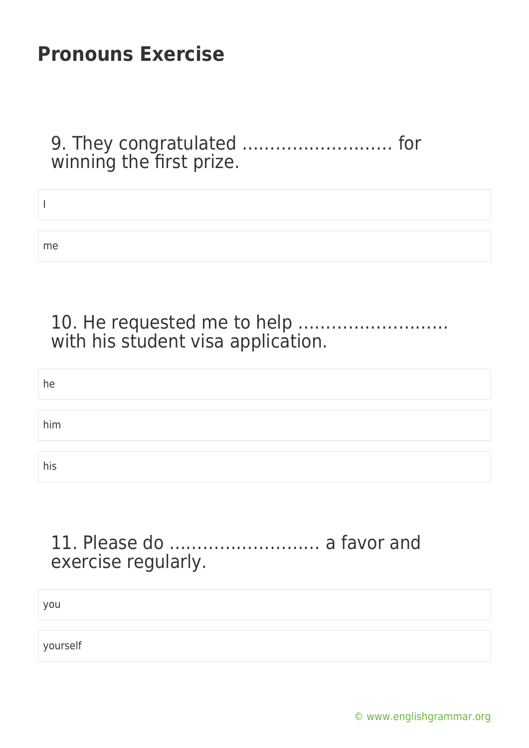# Pronouns Exercise

9. They congratulated ……………………… for winning the first prize.

- I
- me

10. He requested me to help ……………………… with his student visa application.

- he
- him
- his

11. Please do ……………………… a favor and exercise regularly.

- you
- yourself

© www.englishgrammar.org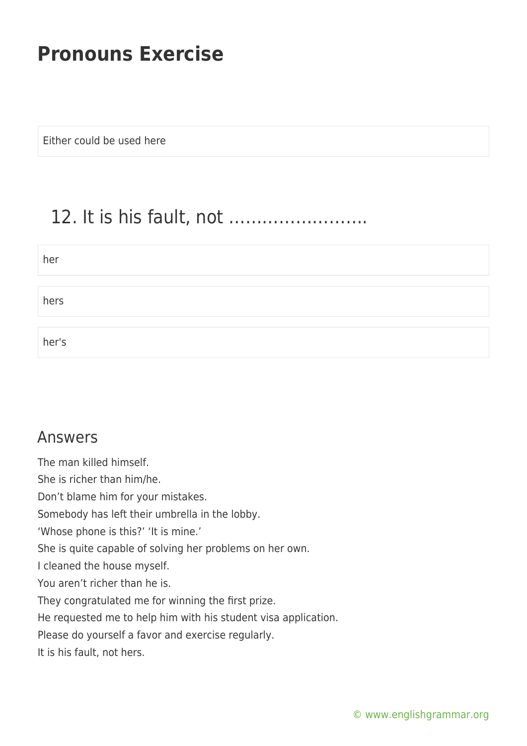# Pronouns Exercise

Either could be used here

## 12. It is his fault, not ……………………..

her

hers

her's

## Answers

The man killed himself.
She is richer than him/he.
Don't blame him for your mistakes.
Somebody has left their umbrella in the lobby.
'Whose phone is this?' 'It is mine.'
She is quite capable of solving her problems on her own.
I cleaned the house myself.
You aren't richer than he is.
They congratulated me for winning the first prize.
He requested me to help him with his student visa application.
Please do yourself a favor and exercise regularly.
It is his fault, not hers.

© www.englishgrammar.org